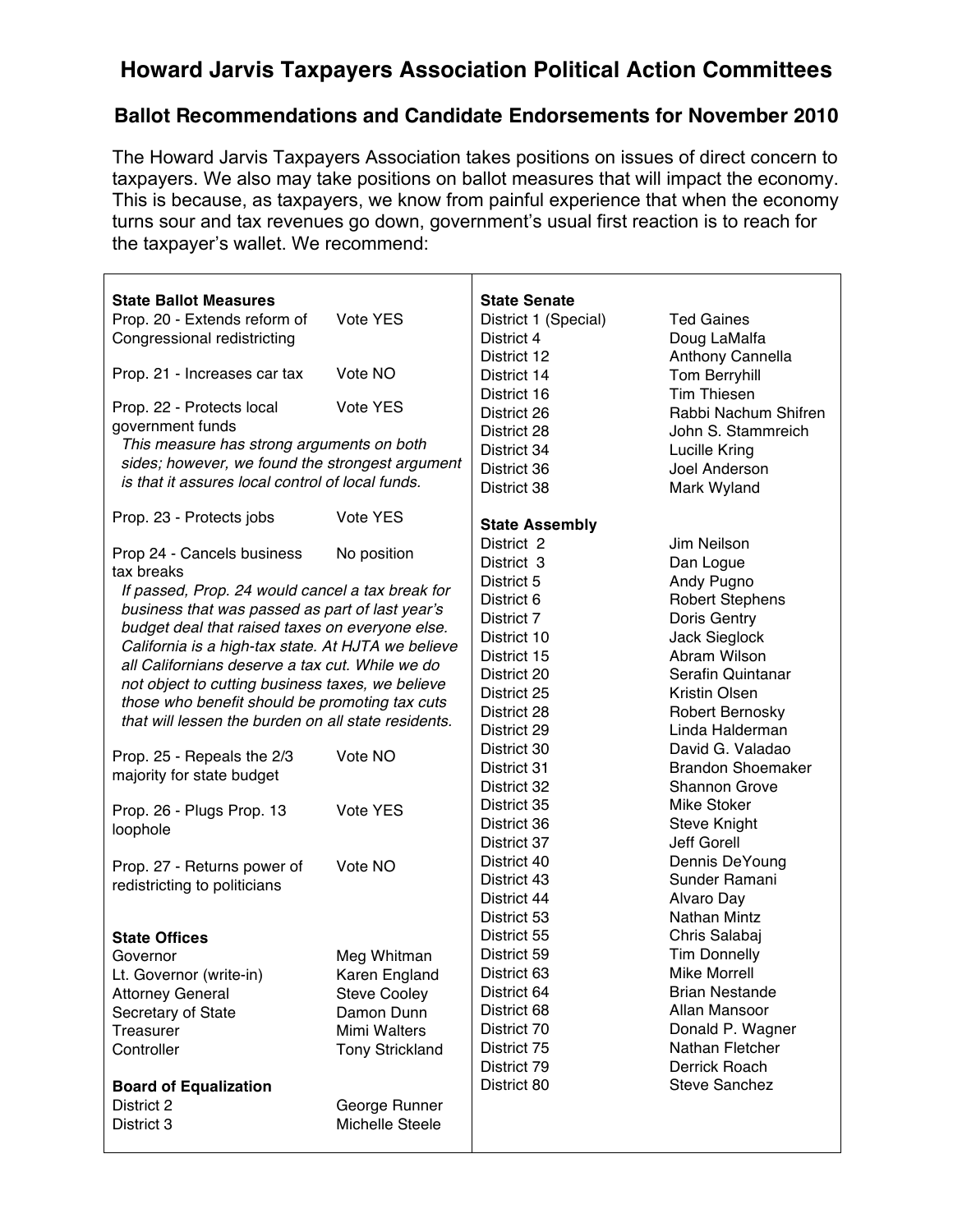# Howard Jarvis Taxpayers Association Political Action Committees

## Ballot Recommendations and Candidate Endorsements for November 2010

The Howard Jarvis Taxpayers Association takes positions on issues of direct concern to taxpayers. We also may take positions on ballot measures that will impact the economy. This is because, as taxpayers, we know from painful experience that when the economy turns sour and tax revenues go down, government's usual first reaction is to reach for the taxpayer's wallet. We recommend:

### State Ballot Measures

| Measure | Recommendation |
| --- | --- |
| Prop. 20 - Extends reform of Congressional redistricting | Vote YES |
| Prop. 21 - Increases car tax | Vote NO |
| Prop. 22 - Protects local government funds | Vote YES |

*This measure has strong arguments on both sides; however, we found the strongest argument is that it assures local control of local funds.*

| Measure | Recommendation |
| --- | --- |
| Prop. 23 - Protects jobs | Vote YES |
| Prop 24 - Cancels business tax breaks | No position |

*If passed, Prop. 24 would cancel a tax break for business that was passed as part of last year's budget deal that raised taxes on everyone else. California is a high-tax state. At HJTA we believe all Californians deserve a tax cut. While we do not object to cutting business taxes, we believe those who benefit should be promoting tax cuts that will lessen the burden on all state residents.*

| Measure | Recommendation |
| --- | --- |
| Prop. 25 - Repeals the 2/3 majority for state budget | Vote NO |
| Prop. 26 - Plugs Prop. 13 loophole | Vote YES |
| Prop. 27 - Returns power of redistricting to politicians | Vote NO |

### State Offices

| Office | Candidate |
| --- | --- |
| Governor | Meg Whitman |
| Lt. Governor (write-in) | Karen England |
| Attorney General | Steve Cooley |
| Secretary of State | Damon Dunn |
| Treasurer | Mimi Walters |
| Controller | Tony Strickland |

### Board of Equalization

| District | Candidate |
| --- | --- |
| District 2 | George Runner |
| District 3 | Michelle Steele |

### State Senate

| District | Candidate |
| --- | --- |
| District 1 (Special) | Ted Gaines |
| District 4 | Doug LaMalfa |
| District 12 | Anthony Cannella |
| District 14 | Tom Berryhill |
| District 16 | Tim Thiesen |
| District 26 | Rabbi Nachum Shifren |
| District 28 | John S. Stammreich |
| District 34 | Lucille Kring |
| District 36 | Joel Anderson |
| District 38 | Mark Wyland |

### State Assembly

| District | Candidate |
| --- | --- |
| District 2 | Jim Neilson |
| District 3 | Dan Logue |
| District 5 | Andy Pugno |
| District 6 | Robert Stephens |
| District 7 | Doris Gentry |
| District 10 | Jack Sieglock |
| District 15 | Abram Wilson |
| District 20 | Serafin Quintanar |
| District 25 | Kristin Olsen |
| District 28 | Robert Bernosky |
| District 29 | Linda Halderman |
| District 30 | David G. Valadao |
| District 31 | Brandon Shoemaker |
| District 32 | Shannon Grove |
| District 35 | Mike Stoker |
| District 36 | Steve Knight |
| District 37 | Jeff Gorell |
| District 40 | Dennis DeYoung |
| District 43 | Sunder Ramani |
| District 44 | Alvaro Day |
| District 53 | Nathan Mintz |
| District 55 | Chris Salabaj |
| District 59 | Tim Donnelly |
| District 63 | Mike Morrell |
| District 64 | Brian Nestande |
| District 68 | Allan Mansoor |
| District 70 | Donald P. Wagner |
| District 75 | Nathan Fletcher |
| District 79 | Derrick Roach |
| District 80 | Steve Sanchez |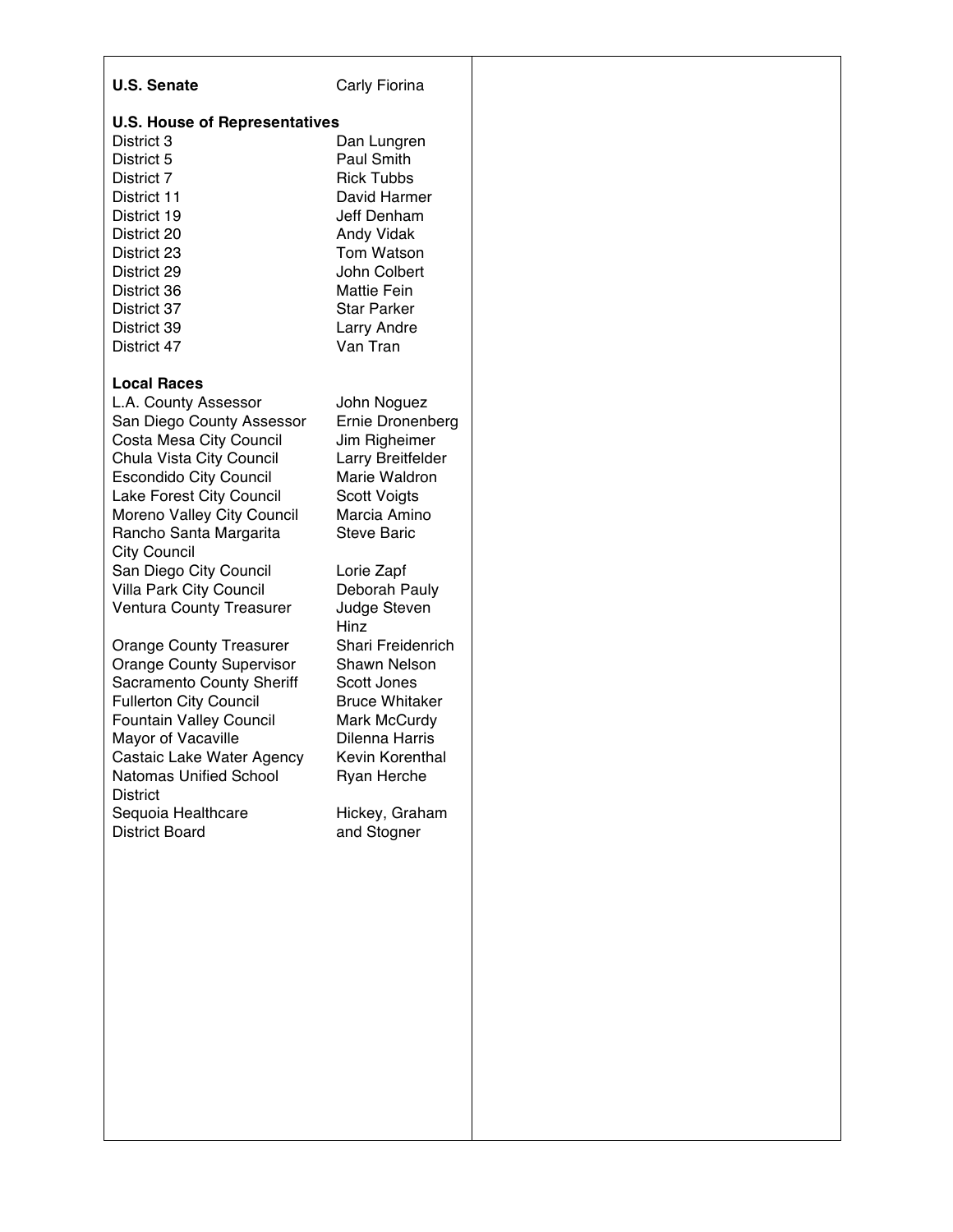| | |
|---|---|
| **U.S. Senate** | Carly Fiorina |
| **U.S. House of Representatives** | |
| District 3 | Dan Lungren |
| District 5 | Paul Smith |
| District 7 | Rick Tubbs |
| District 11 | David Harmer |
| District 19 | Jeff Denham |
| District 20 | Andy Vidak |
| District 23 | Tom Watson |
| District 29 | John Colbert |
| District 36 | Mattie Fein |
| District 37 | Star Parker |
| District 39 | Larry Andre |
| District 47 | Van Tran |
| **Local Races** | |
| L.A. County Assessor | John Noguez |
| San Diego County Assessor | Ernie Dronenberg |
| Costa Mesa City Council | Jim Righeimer |
| Chula Vista City Council | Larry Breitfelder |
| Escondido City Council | Marie Waldron |
| Lake Forest City Council | Scott Voigts |
| Moreno Valley City Council | Marcia Amino |
| Rancho Santa Margarita City Council | Steve Baric |
| San Diego City Council | Lorie Zapf |
| Villa Park City Council | Deborah Pauly |
| Ventura County Treasurer | Judge Steven Hinz |
| Orange County Treasurer | Shari Freidenrich |
| Orange County Supervisor | Shawn Nelson |
| Sacramento County Sheriff | Scott Jones |
| Fullerton City Council | Bruce Whitaker |
| Fountain Valley Council | Mark McCurdy |
| Mayor of Vacaville | Dilenna Harris |
| Castaic Lake Water Agency | Kevin Korenthal |
| Natomas Unified School District | Ryan Herche |
| Sequoia Healthcare District Board | Hickey, Graham and Stogner |